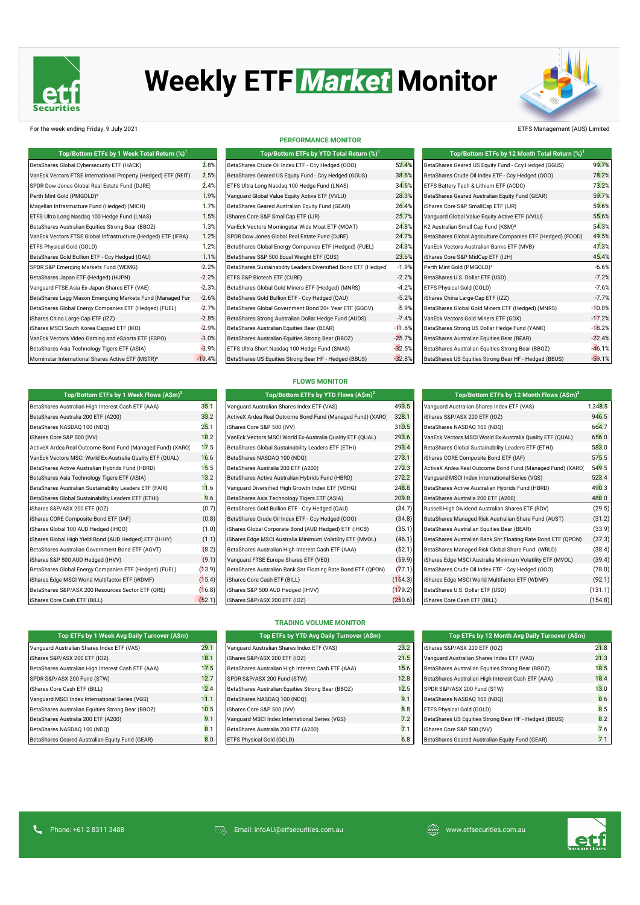# Weekly ETF Market Monitor

For the week ending Friday, 9 July 2021

ETFS Management (AUS) Limited

## PERFORMANCE MONITOR

| Top/Bottom ETFs by 1 Week Total Return (%)[1] | |
|---|---|
| BetaShares Global Cybersecurity ETF (HACK) | 2.8% |
| VanEck Vectors FTSE International Property (Hedged) ETF (REIT) | 2.5% |
| SPDR Dow Jones Global Real Estate Fund (DJRE) | 2.4% |
| Perth Mint Gold (PMGOLD)[3] | 1.9% |
| Magellan Infrastructure Fund (Hedged) (MICH) | 1.7% |
| ETFS Ultra Long Nasdaq 100 Hedge Fund (LNAS) | 1.5% |
| BetaShares Australian Equities Strong Bear (BBOZ) | 1.3% |
| VanEck Vectors FTSE Global Infrastructure (Hedged) ETF (IFRA) | 1.2% |
| ETFS Physical Gold (GOLD) | 1.2% |
| BetaShares Gold Bullion ETF - Ccy Hedged (QAU) | 1.1% |
| SPDR S&P Emerging Markets Fund (WEMG) | -2.2% |
| BetaShares Japan ETF (Hedged) (HJPN) | -2.2% |
| Vanguard FTSE Asia Ex-Japan Shares ETF (VAE) | -2.3% |
| BetaShares Legg Mason Emerguing Markets Fund (Managed Fur | -2.6% |
| BetaShares Global Energy Companies ETF (Hedged) (FUEL) | -2.7% |
| iShares China Large-Cap ETF (IZZ) | -2.8% |
| iShares MSCI South Korea Capped ETF (IKO) | -2.9% |
| VanEck Vectors Video Gaming and eSports ETF (ESPO) | -3.0% |
| BetaShares Asia Technology Tigers ETF (ASIA) | -3.9% |
| Morninstar International Shares Active ETF (MSTR)[3] | -19.4% |

| Top/Bottom ETFs by YTD Total Return (%)[1] | |
|---|---|
| BetaShares Crude Oil Index ETF - Ccy Hedged (OOO) | 52.4% |
| BetaShares Geared US Equity Fund - Ccy Hedged (GGUS) | 38.6% |
| ETFS Ultra Long Nasdaq 100 Hedge Fund (LNAS) | 34.6% |
| Vanguard Global Value Equity Active ETF (VVLU) | 28.3% |
| BetaShares Geared Australian Equity Fund (GEAR) | 26.4% |
| iShares Core S&P SmallCap ETF (IJR) | 25.7% |
| VanEck Vectors Morningstar Wide Moat ETF (MOAT) | 24.8% |
| SPDR Dow Jones Global Real Estate Fund (DJRE) | 24.7% |
| BetaShares Global Energy Companies ETF (Hedged) (FUEL) | 24.3% |
| BetaShares S&P 500 Equal Weight ETF (QUS) | 23.6% |
| BetaShares Sustainability Leaders Diversified Bond ETF (Hedged | -1.9% |
| ETFS S&P Biotech ETF (CURE) | -2.2% |
| BetaShares Global Gold Miners ETF (Hedged) (MNRS) | -4.2% |
| BetaShares Gold Bullion ETF - Ccy Hedged (QAU) | -5.2% |
| BetaShares Global Government Bond 20+ Year ETF (GGOV) | -5.9% |
| BetaShares Strong Australian Dollar Hedge Fund (AUDS) | -7.4% |
| BetaShares Australian Equities Bear (BEAR) | -11.6% |
| BetaShares Australian Equities Strong Bear (BBOZ) | -25.7% |
| ETFS Ultra Short Nasdaq 100 Hedge Fund (SNAS) | -32.5% |
| BetaShares US Equities Strong Bear HF - Hedged (BBUS) | -32.8% |

| Top/Bottom ETFs by 12 Month Total Return (%)[1] | |
|---|---|
| BetaShares Geared US Equity Fund - Ccy Hedged (GGUS) | 99.7% |
| BetaShares Crude Oil Index ETF - Ccy Hedged (OOO) | 78.2% |
| ETFS Battery Tech & Lithium ETF (ACDC) | 73.2% |
| BetaShares Geared Australian Equity Fund (GEAR) | 59.7% |
| iShares Core S&P SmallCap ETF (IJR) | 59.6% |
| Vanguard Global Value Equity Active ETF (VVLU) | 55.6% |
| K2 Australian Small Cap Fund (KSM)[3] | 54.3% |
| BetaShares Global Agriculture Companies ETF (Hedged) (FOOD) | 49.5% |
| VanEck Vectors Australian Banks ETF (MVB) | 47.3% |
| iShares Core S&P MidCap ETF (IJH) | 45.4% |
| Perth Mint Gold (PMGOLD)[3] | -6.6% |
| BetaShares U.S. Dollar ETF (USD) | -7.2% |
| ETFS Physical Gold (GOLD) | -7.6% |
| iShares China Large-Cap ETF (IZZ) | -7.7% |
| BetaShares Global Gold Miners ETF (Hedged) (MNRS) | -10.0% |
| VanEck Vectors Gold Miners ETF (GDX) | -17.2% |
| BetaShares Strong US Dollar Hedge Fund (YANK) | -18.2% |
| BetaShares Australian Equities Bear (BEAR) | -22.4% |
| BetaShares Australian Equities Strong Bear (BBOZ) | -46.1% |
| BetaShares US Equities Strong Bear HF - Hedged (BBUS) | -59.1% |

## FLOWS MONITOR

| Top/Bottom ETFs by 1 Week Flows (A$m)[2] | |
|---|---|
| BetaShares Australian High Interest Cash ETF (AAA) | 35.1 |
| BetaShares Australia 200 ETF (A200) | 33.2 |
| BetaShares NASDAQ 100 (NDQ) | 25.1 |
| iShares Core S&P 500 (IVV) | 18.2 |
| ActiveX Ardea Real Outcome Bond Fund (Managed Fund) (XARO) | 17.5 |
| VanEck Vectors MSCI World Ex-Australia Quality ETF (QUAL) | 16.6 |
| BetaShares Active Australian Hybrids Fund (HBRD) | 15.5 |
| BetaShares Asia Technology Tigers ETF (ASIA) | 13.2 |
| BetaShares Australian Sustainability Leaders ETF (FAIR) | 11.6 |
| BetaShares Global Sustainability Leaders ETF (ETHI) | 9.6 |
| iShares S&P/ASX 200 ETF (IOZ) | (0.7) |
| iShares CORE Composite Bond ETF (IAF) | (0.8) |
| iShares Global 100 AUD Hedged (IHOO) | (1.0) |
| iShares Global High Yield Bond (AUD Hedged) ETF (IHHY) | (1.1) |
| BetaShares Australian Government Bond ETF (AGVT) | (8.2) |
| iShares S&P 500 AUD Hedged (IHVV) | (9.1) |
| BetaShares Global Energy Companies ETF (Hedged) (FUEL) | (13.9) |
| iShares Edge MSCI World Multifactor ETF (WDMF) | (15.4) |
| BetaShares S&P/ASX 200 Resources Sector ETF (QRE) | (16.8) |
| iShares Core Cash ETF (BILL) | (52.1) |

| Top/Bottom ETFs by YTD Flows (A$m)[2] | |
|---|---|
| Vanguard Australian Shares Index ETF (VAS) | 493.5 |
| ActiveX Ardea Real Outcome Bond Fund (Managed Fund) (XARO) | 328.1 |
| iShares Core S&P 500 (IVV) | 310.5 |
| VanEck Vectors MSCI World Ex-Australia Quality ETF (QUAL) | 293.6 |
| BetaShares Global Sustainability Leaders ETF (ETHI) | 293.4 |
| BetaShares NASDAQ 100 (NDQ) | 273.1 |
| BetaShares Australia 200 ETF (A200) | 272.3 |
| BetaShares Active Australian Hybrids Fund (HBRD) | 272.2 |
| Vanguard Diversified High Growth Index ETF (VDHG) | 248.8 |
| BetaShares Asia Technology Tigers ETF (ASIA) | 209.8 |
| BetaShares Gold Bullion ETF - Ccy Hedged (QAU) | (34.7) |
| BetaShares Crude Oil Index ETF - Ccy Hedged (OOO) | (34.8) |
| iShares Global Corporate Bond (AUD Hedged) ETF (IHCB) | (35.1) |
| iShares Edge MSCI Australia Minimum Volatility ETF (MVOL) | (46.1) |
| BetaShares Australian High Interest Cash ETF (AAA) | (52.1) |
| Vanguard FTSE Europe Shares ETF (VEQ) | (59.9) |
| BetaShares Australian Bank Snr Floating Rate Bond ETF (QPON) | (77.1) |
| iShares Core Cash ETF (BILL) | (154.3) |
| iShares S&P 500 AUD Hedged (IHVV) | (179.2) |
| iShares S&P/ASX 200 ETF (IOZ) | (250.6) |

| Top/Bottom ETFs by 12 Month Flows (A$m)[2] | |
|---|---|
| Vanguard Australian Shares Index ETF (VAS) | 1,348.5 |
| iShares S&P/ASX 200 ETF (IOZ) | 946.5 |
| BetaShares NASDAQ 100 (NDQ) | 664.7 |
| VanEck Vectors MSCI World Ex-Australia Quality ETF (QUAL) | 656.0 |
| BetaShares Global Sustainability Leaders ETF (ETHI) | 583.0 |
| iShares CORE Composite Bond ETF (IAF) | 575.5 |
| ActiveX Ardea Real Outcome Bond Fund (Managed Fund) (XARO) | 549.5 |
| Vanguard MSCI Index International Series (VGS) | 523.4 |
| BetaShares Active Australian Hybrids Fund (HBRD) | 490.3 |
| BetaShares Australia 200 ETF (A200) | 488.0 |
| Russell High Dividend Australian Shares ETF (RDV) | (29.5) |
| BetaShares Managed Risk Australian Share Fund (AUST) | (31.2) |
| BetaShares Australian Equities Bear (BEAR) | (33.9) |
| BetaShares Australian Bank Snr Floating Rate Bond ETF (QPON) | (37.3) |
| BetaShares Managed Risk Global Share Fund (WRLD) | (38.4) |
| iShares Edge MSCI Australia Minimum Volatility ETF (MVOL) | (39.4) |
| BetaShares Crude Oil Index ETF - Ccy Hedged (OOO) | (78.0) |
| iShares Edge MSCI World Multifactor ETF (WDMF) | (92.1) |
| BetaShares U.S. Dollar ETF (USD) | (131.1) |
| iShares Core Cash ETF (BILL) | (154.8) |

## TRADING VOLUME MONITOR

| Top ETFs by 1 Week Avg Daily Turnover (A$m) | |
|---|---|
| Vanguard Australian Shares Index ETF (VAS) | 29.1 |
| iShares S&P/ASX 200 ETF (IOZ) | 18.1 |
| BetaShares Australian High Interest Cash ETF (AAA) | 17.5 |
| SPDR S&P/ASX 200 Fund (STW) | 12.7 |
| iShares Core Cash ETF (BILL) | 12.4 |
| Vanguard MSCI Index International Series (VGS) | 11.1 |
| BetaShares Australian Equities Strong Bear (BBOZ) | 10.5 |
| BetaShares Australia 200 ETF (A200) | 9.1 |
| BetaShares NASDAQ 100 (NDQ) | 8.1 |
| BetaShares Geared Australian Equity Fund (GEAR) | 8.0 |

| Top ETFs by YTD Avg Daily Turnover (A$m) | |
|---|---|
| Vanguard Australian Shares Index ETF (VAS) | 23.2 |
| iShares S&P/ASX 200 ETF (IOZ) | 21.5 |
| BetaShares Australian High Interest Cash ETF (AAA) | 15.6 |
| SPDR S&P/ASX 200 Fund (STW) | 12.8 |
| BetaShares Australian Equities Strong Bear (BBOZ) | 12.5 |
| BetaShares NASDAQ 100 (NDQ) | 9.1 |
| iShares Core S&P 500 (IVV) | 8.8 |
| Vanguard MSCI Index International Series (VGS) | 7.2 |
| BetaShares Australia 200 ETF (A200) | 7.1 |
| ETFS Physical Gold (GOLD) | 6.8 |

| Top ETFs by 12 Month Avg Daily Turnover (A$m) | |
|---|---|
| iShares S&P/ASX 200 ETF (IOZ) | 21.8 |
| Vanguard Australian Shares Index ETF (VAS) | 21.3 |
| BetaShares Australian Equities Strong Bear (BBOZ) | 18.5 |
| BetaShares Australian High Interest Cash ETF (AAA) | 18.4 |
| SPDR S&P/ASX 200 Fund (STW) | 13.0 |
| BetaShares NASDAQ 100 (NDQ) | 8.6 |
| ETFS Physical Gold (GOLD) | 8.5 |
| BetaShares US Equities Strong Bear HF - Hedged (BBUS) | 8.2 |
| iShares Core S&P 500 (IVV) | 7.6 |
| BetaShares Geared Australian Equity Fund (GEAR) | 7.1 |

Phone: +61 2 8311 3488 Email: infoAU@etfsecurities.com.au www.etfsecurities.com.au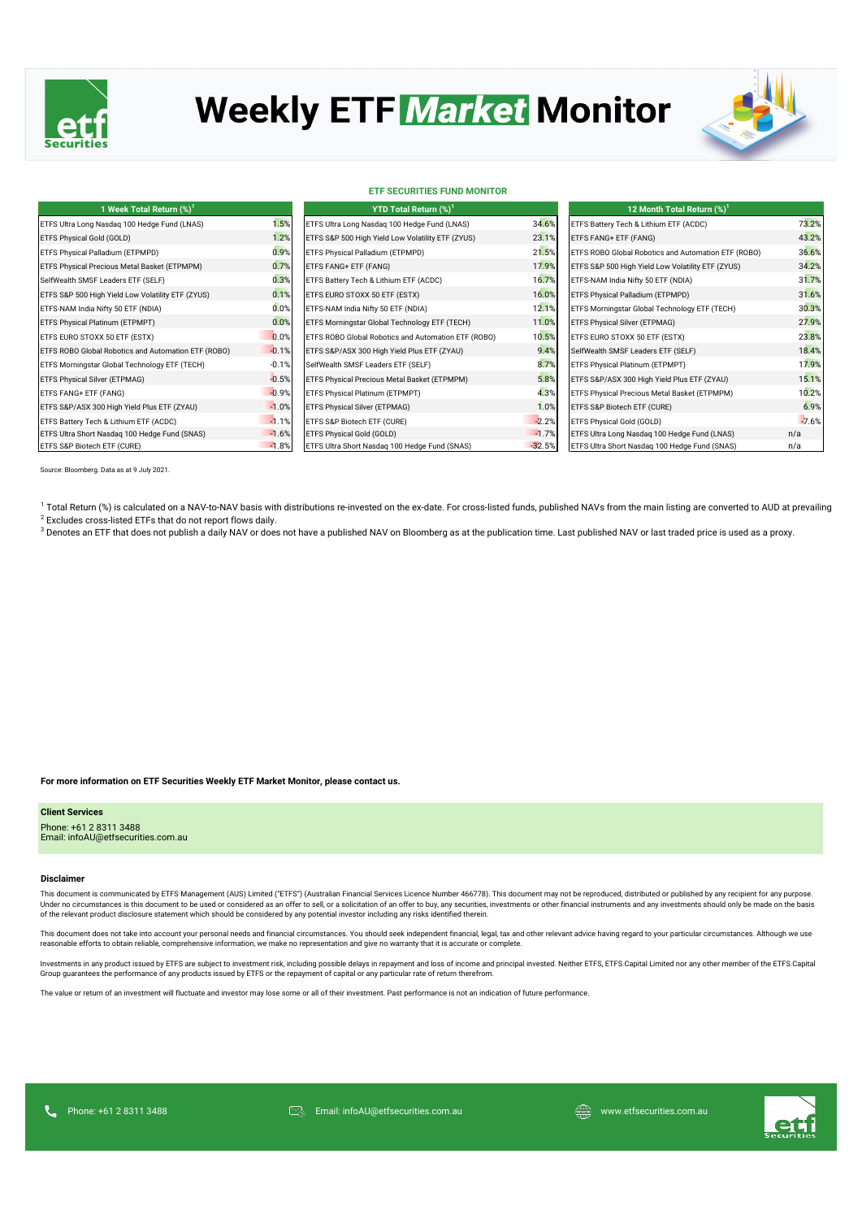# Weekly ETF Market Monitor

**ETF SECURITIES FUND MONITOR**

| 1 Week Total Return (%)[1] | |
|---|---|
| ETFS Ultra Long Nasdaq 100 Hedge Fund (LNAS) | 1.5% |
| ETFS Physical Gold (GOLD) | 1.2% |
| ETFS Physical Palladium (ETPMPD) | 0.9% |
| ETFS Physical Precious Metal Basket (ETPMPM) | 0.7% |
| SelfWealth SMSF Leaders ETF (SELF) | 0.3% |
| ETFS S&P 500 High Yield Low Volatility ETF (ZYUS) | 0.1% |
| ETFS-NAM India Nifty 50 ETF (NDIA) | 0.0% |
| ETFS Physical Platinum (ETPMPT) | 0.0% |
| ETFS EURO STOXX 50 ETF (ESTX) | 0.0% |
| ETFS ROBO Global Robotics and Automation ETF (ROBO) | -0.1% |
| ETFS Morningstar Global Technology ETF (TECH) | -0.1% |
| ETFS Physical Silver (ETPMAG) | -0.5% |
| ETFS FANG+ ETF (FANG) | -0.9% |
| ETFS S&P/ASX 300 High Yield Plus ETF (ZYAU) | -1.0% |
| ETFS Battery Tech & Lithium ETF (ACDC) | -1.1% |
| ETFS Ultra Short Nasdaq 100 Hedge Fund (SNAS) | -1.6% |
| ETFS S&P Biotech ETF (CURE) | -1.8% |

| YTD Total Return (%)[1] | |
|---|---|
| ETFS Ultra Long Nasdaq 100 Hedge Fund (LNAS) | 34.6% |
| ETFS S&P 500 High Yield Low Volatility ETF (ZYUS) | 23.1% |
| ETFS Physical Palladium (ETPMPD) | 21.5% |
| ETFS FANG+ ETF (FANG) | 17.9% |
| ETFS Battery Tech & Lithium ETF (ACDC) | 16.7% |
| ETFS EURO STOXX 50 ETF (ESTX) | 16.0% |
| ETFS-NAM India Nifty 50 ETF (NDIA) | 12.1% |
| ETFS Morningstar Global Technology ETF (TECH) | 11.0% |
| ETFS ROBO Global Robotics and Automation ETF (ROBO) | 10.5% |
| ETFS S&P/ASX 300 High Yield Plus ETF (ZYAU) | 9.4% |
| SelfWealth SMSF Leaders ETF (SELF) | 8.7% |
| ETFS Physical Precious Metal Basket (ETPMPM) | 5.8% |
| ETFS Physical Platinum (ETPMPT) | 4.3% |
| ETFS Physical Silver (ETPMAG) | 1.0% |
| ETFS S&P Biotech ETF (CURE) | -2.2% |
| ETFS Physical Gold (GOLD) | -1.7% |
| ETFS Ultra Short Nasdaq 100 Hedge Fund (SNAS) | -32.5% |

| 12 Month Total Return (%)[1] | |
|---|---|
| ETFS Battery Tech & Lithium ETF (ACDC) | 73.2% |
| ETFS FANG+ ETF (FANG) | 43.2% |
| ETFS ROBO Global Robotics and Automation ETF (ROBO) | 36.6% |
| ETFS S&P 500 High Yield Low Volatility ETF (ZYUS) | 34.2% |
| ETFS-NAM India Nifty 50 ETF (NDIA) | 31.7% |
| ETFS Physical Palladium (ETPMPD) | 31.6% |
| ETFS Morningstar Global Technology ETF (TECH) | 30.3% |
| ETFS Physical Silver (ETPMAG) | 27.9% |
| ETFS EURO STOXX 50 ETF (ESTX) | 23.8% |
| SelfWealth SMSF Leaders ETF (SELF) | 18.4% |
| ETFS Physical Platinum (ETPMPT) | 17.9% |
| ETFS S&P/ASX 300 High Yield Plus ETF (ZYAU) | 15.1% |
| ETFS Physical Precious Metal Basket (ETPMPM) | 10.2% |
| ETFS S&P Biotech ETF (CURE) | 6.9% |
| ETFS Physical Gold (GOLD) | -7.6% |
| ETFS Ultra Long Nasdaq 100 Hedge Fund (LNAS) | n/a |
| ETFS Ultra Short Nasdaq 100 Hedge Fund (SNAS) | n/a |

Source: Bloomberg. Data as at 9 July 2021.

[1] Total Return (%) is calculated on a NAV-to-NAV basis with distributions re-invested on the ex-date. For cross-listed funds, published NAVs from the main listing are converted to AUD at prevailing

[2] Excludes cross-listed ETFs that do not report flows daily.

[3] Denotes an ETF that does not publish a daily NAV or does not have a published NAV on Bloomberg as at the publication time. Last published NAV or last traded price is used as a proxy.

**For more information on ETF Securities Weekly ETF Market Monitor, please contact us.**

**Client Services**

Phone: +61 2 8311 3488
Email: infoAU@etfsecurities.com.au

**Disclaimer**

This document is communicated by ETFS Management (AUS) Limited ("ETFS") (Australian Financial Services Licence Number 466778). This document may not be reproduced, distributed or published by any recipient for any purpose. Under no circumstances is this document to be used or considered as an offer to sell, or a solicitation of an offer to buy, any securities, investments or other financial instruments and any investments should only be made on the basis of the relevant product disclosure statement which should be considered by any potential investor including any risks identified therein.

This document does not take into account your personal needs and financial circumstances. You should seek independent financial, legal, tax and other relevant advice having regard to your particular circumstances. Although we use reasonable efforts to obtain reliable, comprehensive information, we make no representation and give no warranty that it is accurate or complete.

Investments in any product issued by ETFS are subject to investment risk, including possible delays in repayment and loss of income and principal invested. Neither ETFS, ETFS Capital Limited nor any other member of the ETFS Capital Group guarantees the performance of any products issued by ETFS or the repayment of capital or any particular rate of return therefrom.

The value or return of an investment will fluctuate and investor may lose some or all of their investment. Past performance is not an indication of future performance.

Phone: +61 2 8311 3488 Email: infoAU@etfsecurities.com.au www.etfsecurities.com.au